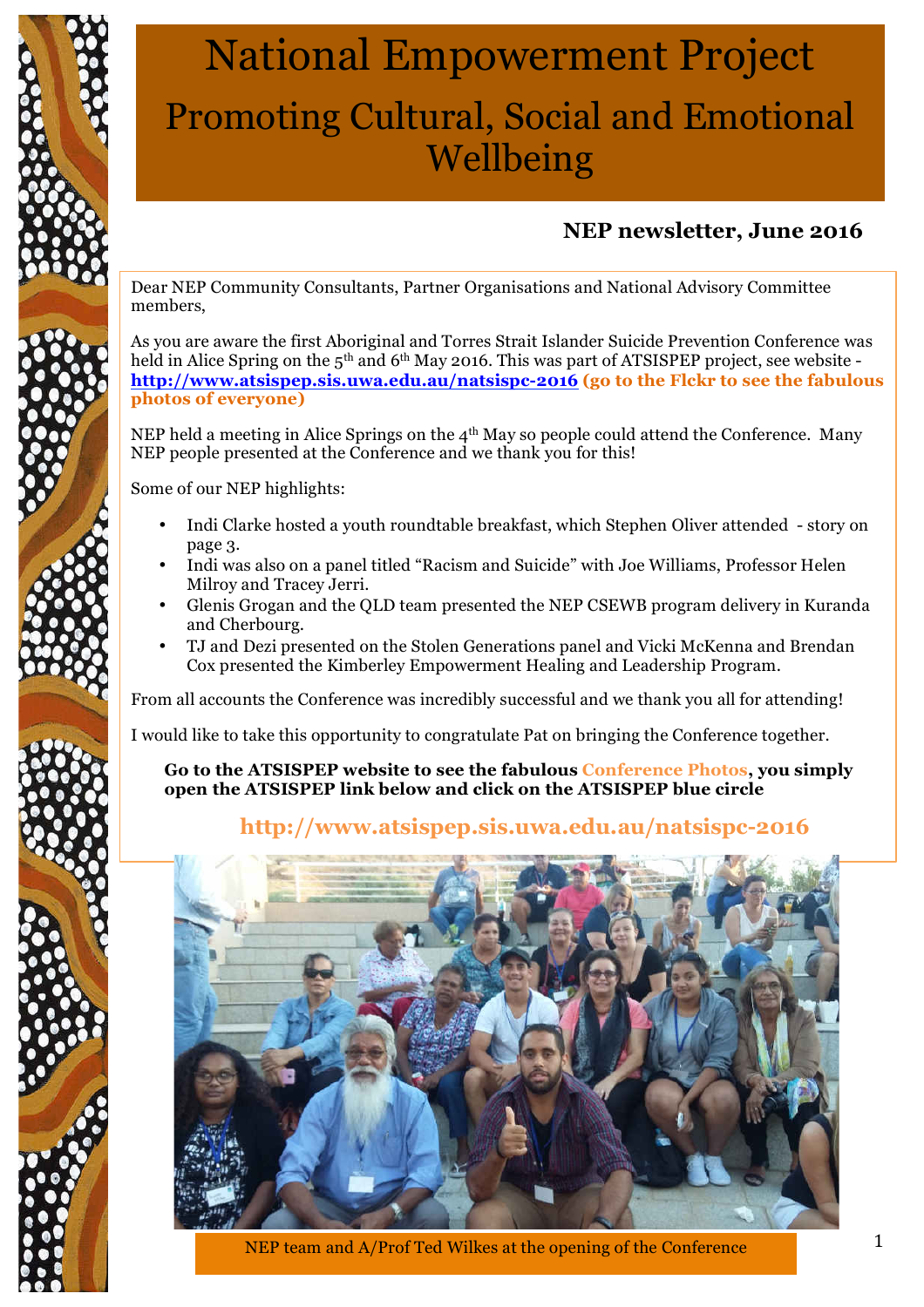# National Empowerment Project

## Promoting Cultural, Social and Emotional Wellbeing

**NEP newsletter, June 2016**

Dear NEP Community Consultants, Partner Organisations and National Advisory Committee members,

As you are aware the first Aboriginal and Torres Strait Islander Suicide Prevention Conference was held in Alice Spring on the 5th and 6th May 2016. This was part of ATSISPEP project, see website - **http://www.atsispep.sis.uwa.edu.au/natsispc-2016** **(go to the Flckr to see the fabulous photos of everyone)**

NEP held a meeting in Alice Springs on the 4th May so people could attend the Conference. Many NEP people presented at the Conference and we thank you for this!

Some of our NEP highlights:

- Indi Clarke hosted a youth roundtable breakfast, which Stephen Oliver attended - story on page 3.
- Indi was also on a panel titled "Racism and Suicide" with Joe Williams, Professor Helen Milroy and Tracey Jerri.
- Glenis Grogan and the QLD team presented the NEP CSEWB program delivery in Kuranda and Cherbourg.
- TJ and Dezi presented on the Stolen Generations panel and Vicki McKenna and Brendan Cox presented the Kimberley Empowerment Healing and Leadership Program.

From all accounts the Conference was incredibly successful and we thank you all for attending!

I would like to take this opportunity to congratulate Pat on bringing the Conference together.

**Go to the ATSISPEP website to see the fabulous Conference Photos, you simply open the ATSISPEP link below and click on the ATSISPEP blue circle**

**http://www.atsispep.sis.uwa.edu.au/natsispc-2016**

NEP team and A/Prof Ted Wilkes at the opening of the Conference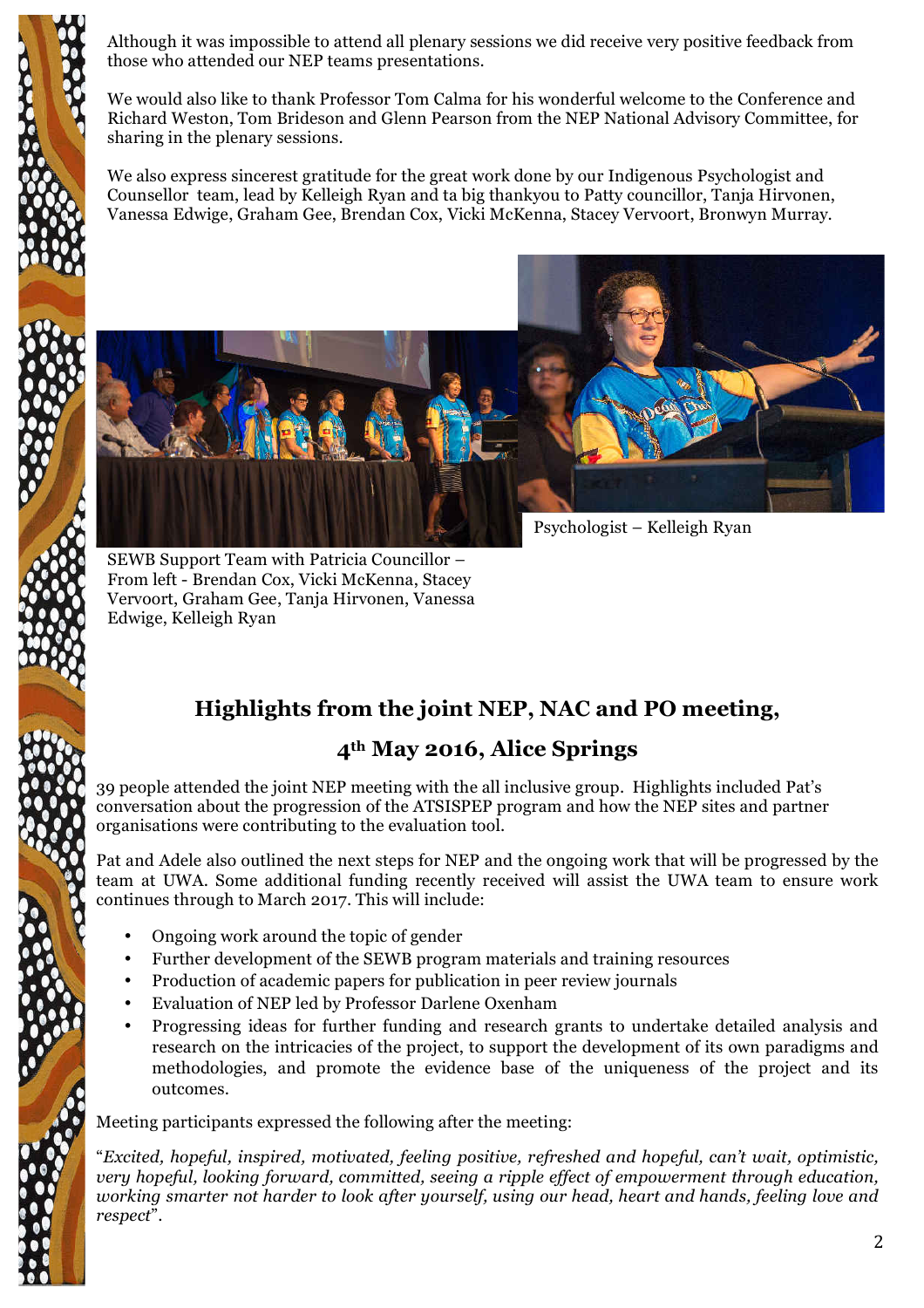Although it was impossible to attend all plenary sessions we did receive very positive feedback from those who attended our NEP teams presentations.

We would also like to thank Professor Tom Calma for his wonderful welcome to the Conference and Richard Weston, Tom Brideson and Glenn Pearson from the NEP National Advisory Committee, for sharing in the plenary sessions.

We also express sincerest gratitude for the great work done by our Indigenous Psychologist and Counsellor team, lead by Kelleigh Ryan and ta big thankyou to Patty councillor, Tanja Hirvonen, Vanessa Edwige, Graham Gee, Brendan Cox, Vicki McKenna, Stacey Vervoort, Bronwyn Murray.

SEWB Support Team with Patricia Councillor – From left - Brendan Cox, Vicki McKenna, Stacey Vervoort, Graham Gee, Tanja Hirvonen, Vanessa Edwige, Kelleigh Ryan

Psychologist – Kelleigh Ryan

## Highlights from the joint NEP, NAC and PO meeting, 4th May 2016, Alice Springs

39 people attended the joint NEP meeting with the all inclusive group. Highlights included Pat's conversation about the progression of the ATSISPEP program and how the NEP sites and partner organisations were contributing to the evaluation tool.

Pat and Adele also outlined the next steps for NEP and the ongoing work that will be progressed by the team at UWA. Some additional funding recently received will assist the UWA team to ensure work continues through to March 2017. This will include:

- Ongoing work around the topic of gender
- Further development of the SEWB program materials and training resources
- Production of academic papers for publication in peer review journals
- Evaluation of NEP led by Professor Darlene Oxenham
- Progressing ideas for further funding and research grants to undertake detailed analysis and research on the intricacies of the project, to support the development of its own paradigms and methodologies, and promote the evidence base of the uniqueness of the project and its outcomes.

Meeting participants expressed the following after the meeting:

"*Excited, hopeful, inspired, motivated, feeling positive, refreshed and hopeful, can't wait, optimistic, very hopeful, looking forward, committed, seeing a ripple effect of empowerment through education, working smarter not harder to look after yourself, using our head, heart and hands, feeling love and respect*".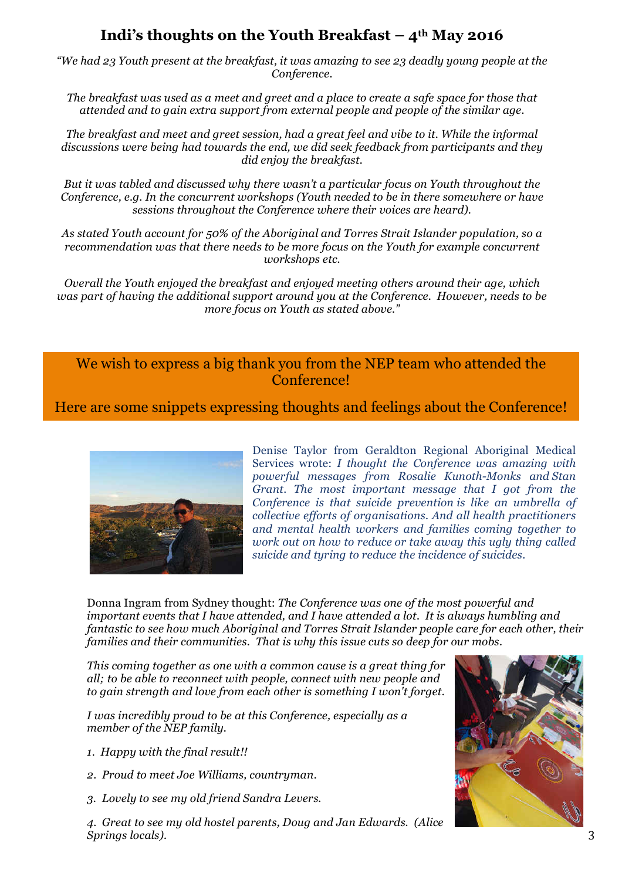## Indi's thoughts on the Youth Breakfast – 4th May 2016

*"We had 23 Youth present at the breakfast, it was amazing to see 23 deadly young people at the Conference.*

*The breakfast was used as a meet and greet and a place to create a safe space for those that attended and to gain extra support from external people and people of the similar age.*

*The breakfast and meet and greet session, had a great feel and vibe to it. While the informal discussions were being had towards the end, we did seek feedback from participants and they did enjoy the breakfast.*

*But it was tabled and discussed why there wasn't a particular focus on Youth throughout the Conference, e.g. In the concurrent workshops (Youth needed to be in there somewhere or have sessions throughout the Conference where their voices are heard).*

*As stated Youth account for 50% of the Aboriginal and Torres Strait Islander population, so a recommendation was that there needs to be more focus on the Youth for example concurrent workshops etc.*

*Overall the Youth enjoyed the breakfast and enjoyed meeting others around their age, which was part of having the additional support around you at the Conference. However, needs to be more focus on Youth as stated above."*

We wish to express a big thank you from the NEP team who attended the Conference!

Here are some snippets expressing thoughts and feelings about the Conference!

Denise Taylor from Geraldton Regional Aboriginal Medical Services wrote: *I thought the Conference was amazing with powerful messages from Rosalie Kunoth-Monks and Stan Grant. The most important message that I got from the Conference is that suicide prevention is like an umbrella of collective efforts of organisations. And all health practitioners and mental health workers and families coming together to work out on how to reduce or take away this ugly thing called suicide and tyring to reduce the incidence of suicides.*

Donna Ingram from Sydney thought: *The Conference was one of the most powerful and important events that I have attended, and I have attended a lot. It is always humbling and fantastic to see how much Aboriginal and Torres Strait Islander people care for each other, their families and their communities. That is why this issue cuts so deep for our mobs.*

*This coming together as one with a common cause is a great thing for all; to be able to reconnect with people, connect with new people and to gain strength and love from each other is something I won't forget.*

*I was incredibly proud to be at this Conference, especially as a member of the NEP family.*

1. *Happy with the final result!!*
2. *Proud to meet Joe Williams, countryman.*
3. *Lovely to see my old friend Sandra Levers.*
4. *Great to see my old hostel parents, Doug and Jan Edwards. (Alice Springs locals).*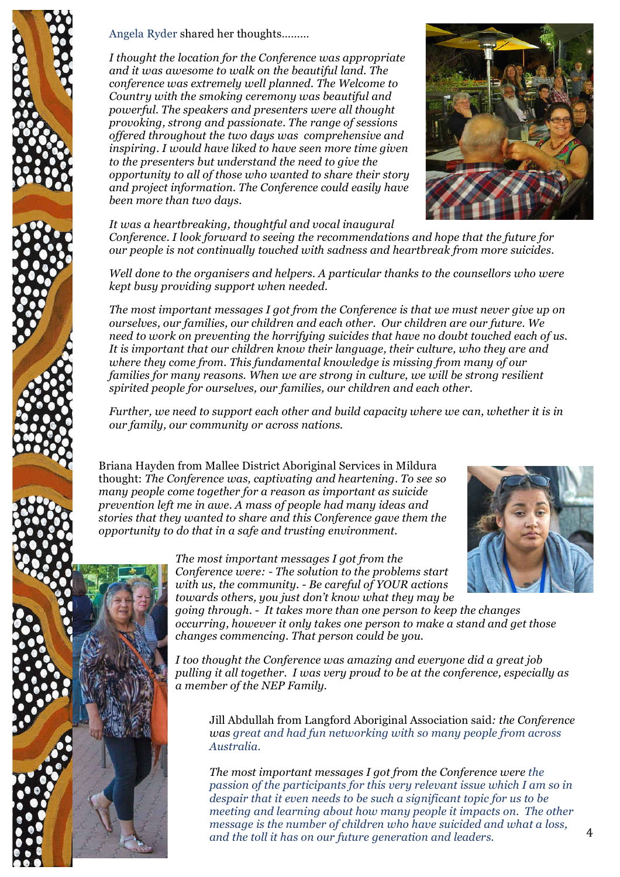Angela Ryder shared her thoughts………

*I thought the location for the Conference was appropriate and it was awesome to walk on the beautiful land. The conference was extremely well planned. The Welcome to Country with the smoking ceremony was beautiful and powerful. The speakers and presenters were all thought provoking, strong and passionate. The range of sessions offered throughout the two days was comprehensive and inspiring. I would have liked to have seen more time given to the presenters but understand the need to give the opportunity to all of those who wanted to share their story and project information. The Conference could easily have been more than two days.*

*It was a heartbreaking, thoughtful and vocal inaugural Conference. I look forward to seeing the recommendations and hope that the future for our people is not continually touched with sadness and heartbreak from more suicides.*

*Well done to the organisers and helpers. A particular thanks to the counsellors who were kept busy providing support when needed.*

*The most important messages I got from the Conference is that we must never give up on ourselves, our families, our children and each other. Our children are our future. We need to work on preventing the horrifying suicides that have no doubt touched each of us. It is important that our children know their language, their culture, who they are and where they come from. This fundamental knowledge is missing from many of our families for many reasons. When we are strong in culture, we will be strong resilient spirited people for ourselves, our families, our children and each other.*

*Further, we need to support each other and build capacity where we can, whether it is in our family, our community or across nations.*

Briana Hayden from Mallee District Aboriginal Services in Mildura thought: *The Conference was, captivating and heartening. To see so many people come together for a reason as important as suicide prevention left me in awe. A mass of people had many ideas and stories that they wanted to share and this Conference gave them the opportunity to do that in a safe and trusting environment.*

*The most important messages I got from the Conference were: - The solution to the problems start with us, the community. - Be careful of YOUR actions towards others, you just don't know what they may be going through. - It takes more than one person to keep the changes occurring, however it only takes one person to make a stand and get those changes commencing. That person could be you.*

*I too thought the Conference was amazing and everyone did a great job pulling it all together. I was very proud to be at the conference, especially as a member of the NEP Family.*

Jill Abdullah from Langford Aboriginal Association said*: the Conference was great and had fun networking with so many people from across Australia.*

*The most important messages I got from the Conference were the passion of the participants for this very relevant issue which I am so in despair that it even needs to be such a significant topic for us to be meeting and learning about how many people it impacts on. The other message is the number of children who have suicided and what a loss, and the toll it has on our future generation and leaders.*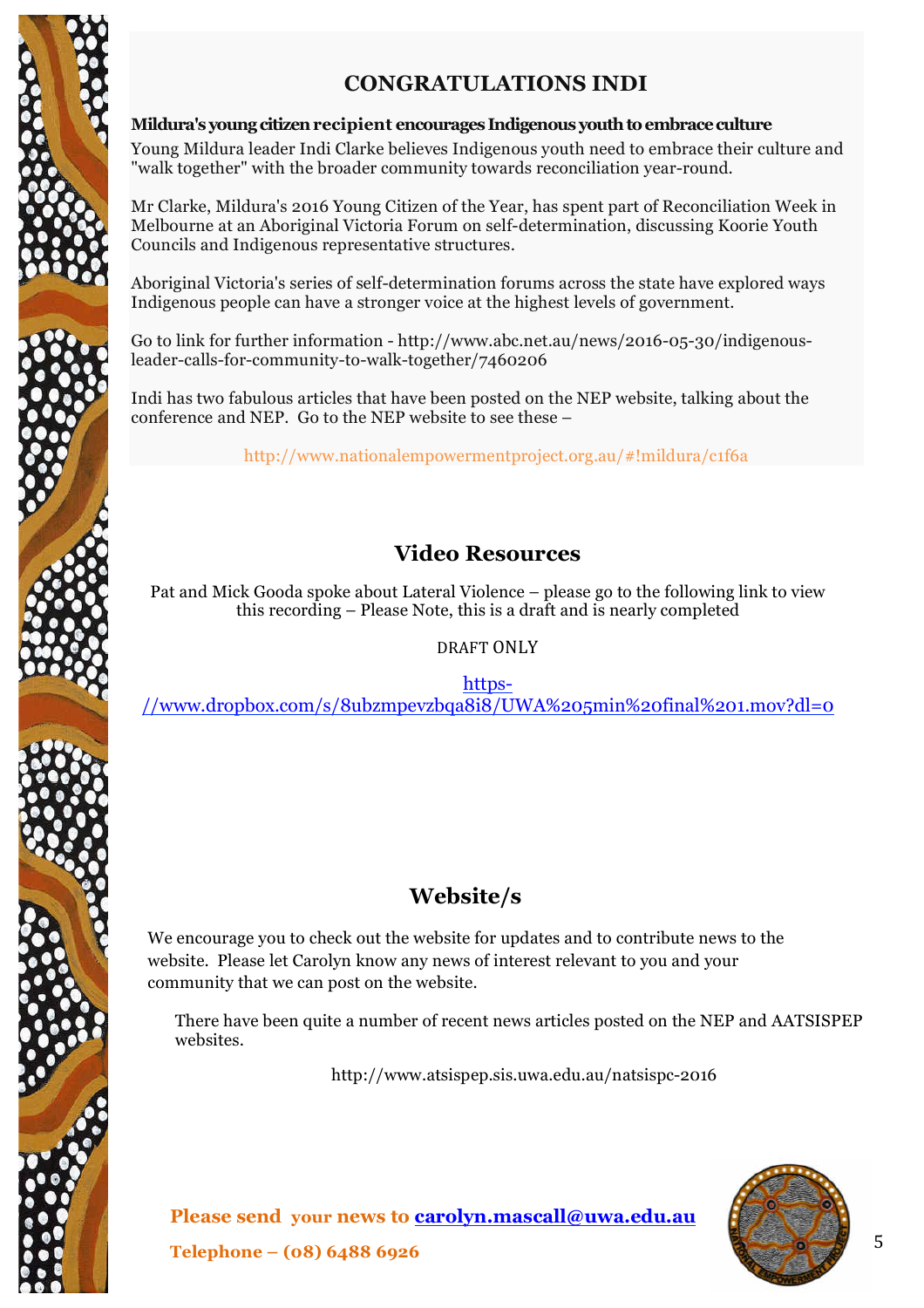## CONGRATULATIONS INDI

**Mildura's young citizen recipient encourages Indigenous youth to embrace culture**

Young Mildura leader Indi Clarke believes Indigenous youth need to embrace their culture and "walk together" with the broader community towards reconciliation year-round.

Mr Clarke, Mildura's 2016 Young Citizen of the Year, has spent part of Reconciliation Week in Melbourne at an Aboriginal Victoria Forum on self-determination, discussing Koorie Youth Councils and Indigenous representative structures.

Aboriginal Victoria's series of self-determination forums across the state have explored ways Indigenous people can have a stronger voice at the highest levels of government.

Go to link for further information - http://www.abc.net.au/news/2016-05-30/indigenous-leader-calls-for-community-to-walk-together/7460206

Indi has two fabulous articles that have been posted on the NEP website, talking about the conference and NEP. Go to the NEP website to see these –

http://www.nationalempowermentproject.org.au/#!mildura/c1f6a

## Video Resources

Pat and Mick Gooda spoke about Lateral Violence – please go to the following link to view this recording – Please Note, this is a draft and is nearly completed

DRAFT ONLY

https-//www.dropbox.com/s/8ubzmpevzbqa8i8/UWA%205min%20final%201.mov?dl=0

## Website/s

We encourage you to check out the website for updates and to contribute news to the website. Please let Carolyn know any news of interest relevant to you and your community that we can post on the website.

There have been quite a number of recent news articles posted on the NEP and AATSISPEP websites.

http://www.atsispep.sis.uwa.edu.au/natsispc-2016

**Please send your news to carolyn.mascall@uwa.edu.au**

**Telephone – (08) 6488 6926**